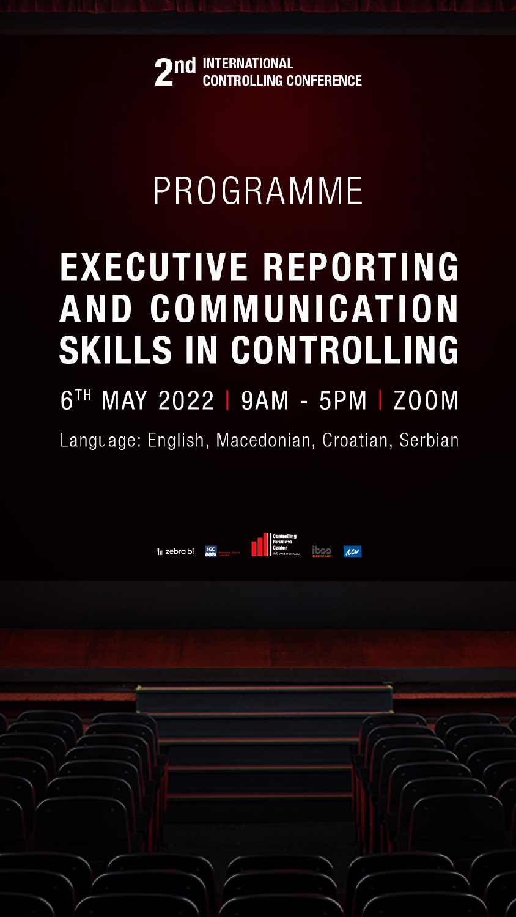2nd INTERNATIONAL CONTROLLING CONFERENCE

# PROGRAMME

# EXECUTIVE REPORTING AND COMMUNICATION SKILLS IN CONTROLLING

6TH MAY 2022 | 9AM - 5PM | ZOOM

Language: English, Macedonian, Croatian, Serbian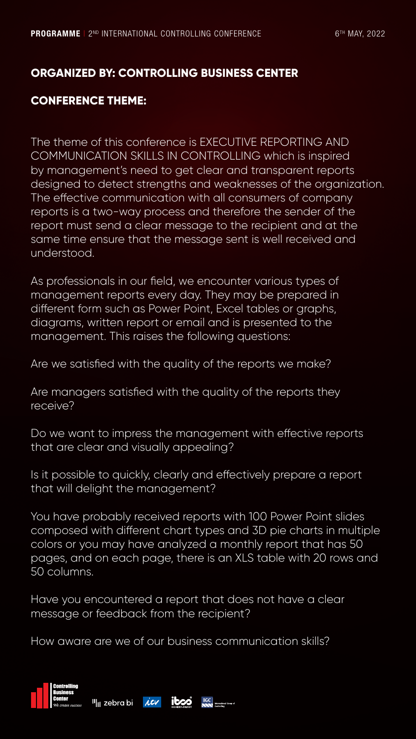## ORGANIZED BY: CONTROLLING BUSINESS CENTER

## CONFERENCE THEME:

The theme of this conference is EXECUTIVE REPORTING AND COMMUNICATION SKILLS IN CONTROLLING which is inspired by management's need to get clear and transparent reports designed to detect strengths and weaknesses of the organization. The effective communication with all consumers of company reports is a two-way process and therefore the sender of the report must send a clear message to the recipient and at the same time ensure that the message sent is well received and understood.

As professionals in our field, we encounter various types of management reports every day. They may be prepared in different form such as Power Point, Excel tables or graphs, diagrams, written report or email and is presented to the management. This raises the following questions:

Are we satisfied with the quality of the reports we make?

Are managers satisfied with the quality of the reports they receive?

Do we want to impress the management with effective reports that are clear and visually appealing?

Is it possible to quickly, clearly and effectively prepare a report that will delight the management?

You have probably received reports with 100 Power Point slides composed with different chart types and 3D pie charts in multiple colors or you may have analyzed a monthly report that has 50 pages, and on each page, there is an XLS table with 20 rows and 50 columns.

Have you encountered a report that does not have a clear message or feedback from the recipient?

How aware are we of our business communication skills?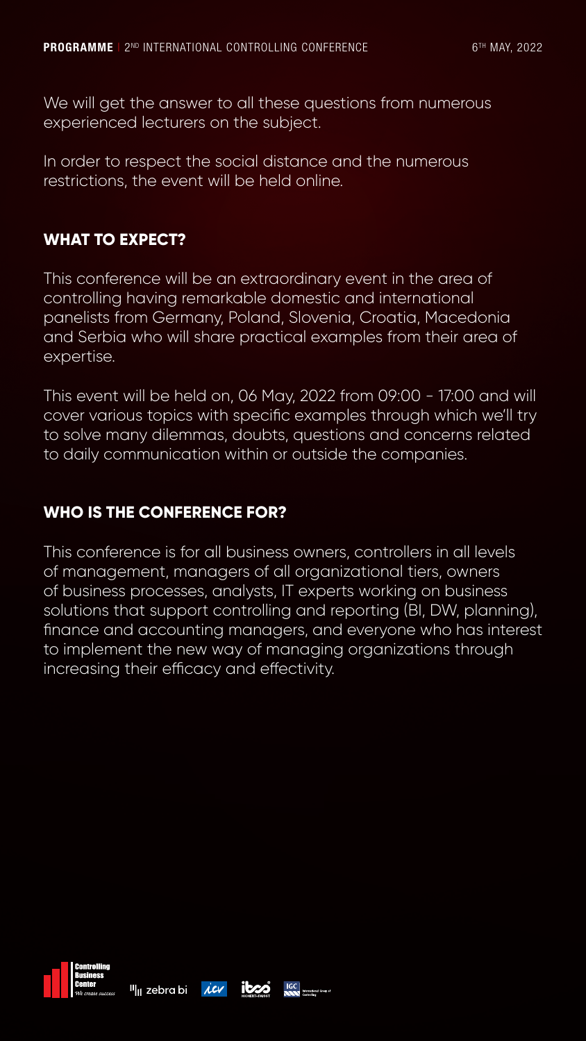We will get the answer to all these questions from numerous experienced lecturers on the subject.

In order to respect the social distance and the numerous restrictions, the event will be held online.

## WHAT TO EXPECT?

This conference will be an extraordinary event in the area of controlling having remarkable domestic and international panelists from Germany, Poland, Slovenia, Croatia, Macedonia and Serbia who will share practical examples from their area of expertise.

This event will be held on, 06 May, 2022 from 09:00 - 17:00 and will cover various topics with specific examples through which we'll try to solve many dilemmas, doubts, questions and concerns related to daily communication within or outside the companies.

## WHO IS THE CONFERENCE FOR?

This conference is for all business owners, controllers in all levels of management, managers of all organizational tiers, owners of business processes, analysts, IT experts working on business solutions that support controlling and reporting (BI, DW, planning), finance and accounting managers, and everyone who has interest to implement the new way of managing organizations through increasing their efficacy and effectivity.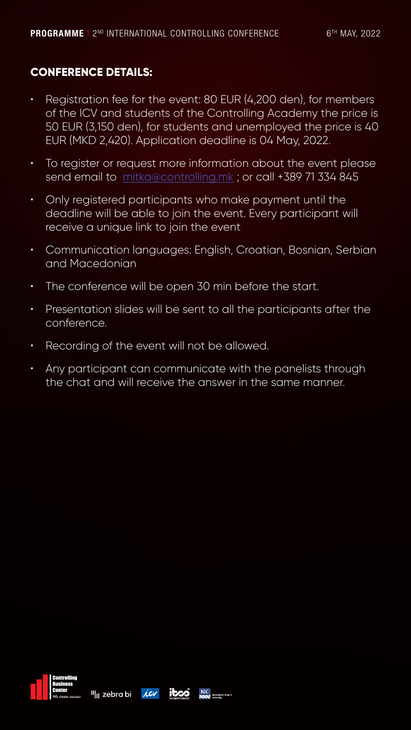## CONFERENCE DETAILS:

- Registration fee for the event: 80 EUR (4,200 den), for members of the ICV and students of the Controlling Academy the price is 50 EUR (3,150 den), for students and unemployed the price is 40 EUR (MKD 2,420). Application deadline is 04 May, 2022.
- To register or request more information about the event please send email to mitka@controlling.mk ; or call +389 71 334 845
- Only registered participants who make payment until the deadline will be able to join the event. Every participant will receive a unique link to join the event
- Communication languages: English, Croatian, Bosnian, Serbian and Macedonian
- The conference will be open 30 min before the start.
- Presentation slides will be sent to all the participants after the conference.
- Recording of the event will not be allowed.
- Any participant can communicate with the panelists through the chat and will receive the answer in the same manner.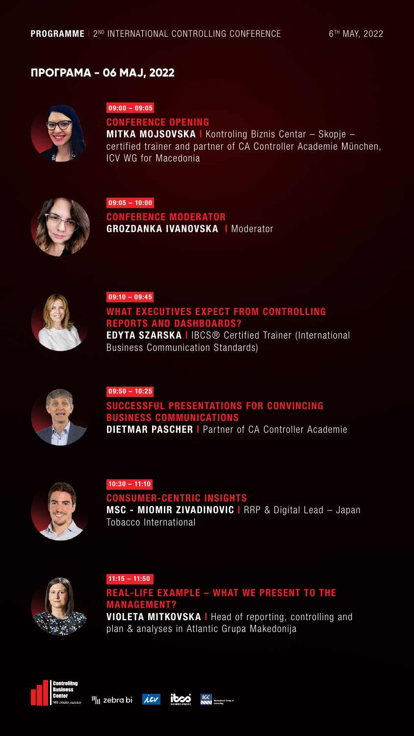## ПРОГРАМА - 06 МАЈ, 2022

**09:00 – 09:05**

**CONFERENCE OPENING**

**MITKA MOJSOVSKA** | Kontroling Biznis Centar – Skopje – certified trainer and partner of CA Controller Academie München, ICV WG for Macedonia

**09:05 – 10:00**

**CONFERENCE MODERATOR**

**GROZDANKA IVANOVSKA** | Moderator

**09:10 – 09:45**

**WHAT EXECUTIVES EXPECT FROM CONTROLLING REPORTS AND DASHBOARDS?**

**EDYTA SZARSKA** | IBCS® Certified Trainer (International Business Communication Standards)

**09:50 – 10:25**

**SUCCESSFUL PRESENTATIONS FOR CONVINCING BUSINESS COMMUNICATIONS**

**DIETMAR PASCHER** | Partner of CA Controller Academie

**10:30 – 11:10**

**CONSUMER-CENTRIC INSIGHTS**

**MSC - MIOMIR ZIVADINOVIC** | RRP & Digital Lead – Japan Tobacco International

**11:15 – 11:50**

**REAL-LIFE EXAMPLE – WHAT WE PRESENT TO THE MANAGEMENT?**

**VIOLETA MITKOVSKA** | Head of reporting, controlling and plan & analyses in Atlantic Grupa Makedonija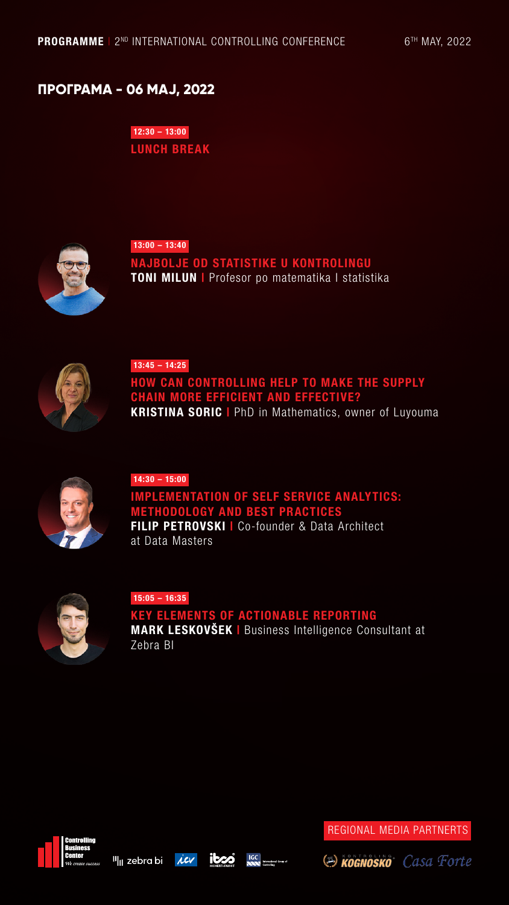## ПРОГРАМА - 06 МАЈ, 2022

**12:30 – 13:00**
**LUNCH BREAK**

**13:00 – 13:40**
**NAJBOLJE OD STATISTIKE U KONTROLINGU**
**TONI MILUN** | Profesor po matematika I statistika

**13:45 – 14:25**
**HOW CAN CONTROLLING HELP TO MAKE THE SUPPLY CHAIN MORE EFFICIENT AND EFFECTIVE?**
**KRISTINA SORIC** | PhD in Mathematics, owner of Luyouma

**14:30 – 15:00**
**IMPLEMENTATION OF SELF SERVICE ANALYTICS: METHODOLOGY AND BEST PRACTICES**
**FILIP PETROVSKI** | Co-founder & Data Architect at Data Masters

**15:05 – 16:35**
**KEY ELEMENTS OF ACTIONABLE REPORTING**
**MARK LESKOVŠEK** | Business Intelligence Consultant at Zebra BI

Controlling Business Center *We create success*
zebra bi

REGIONAL MEDIA PARTNERTS

KOGNOSKO Casa Forte